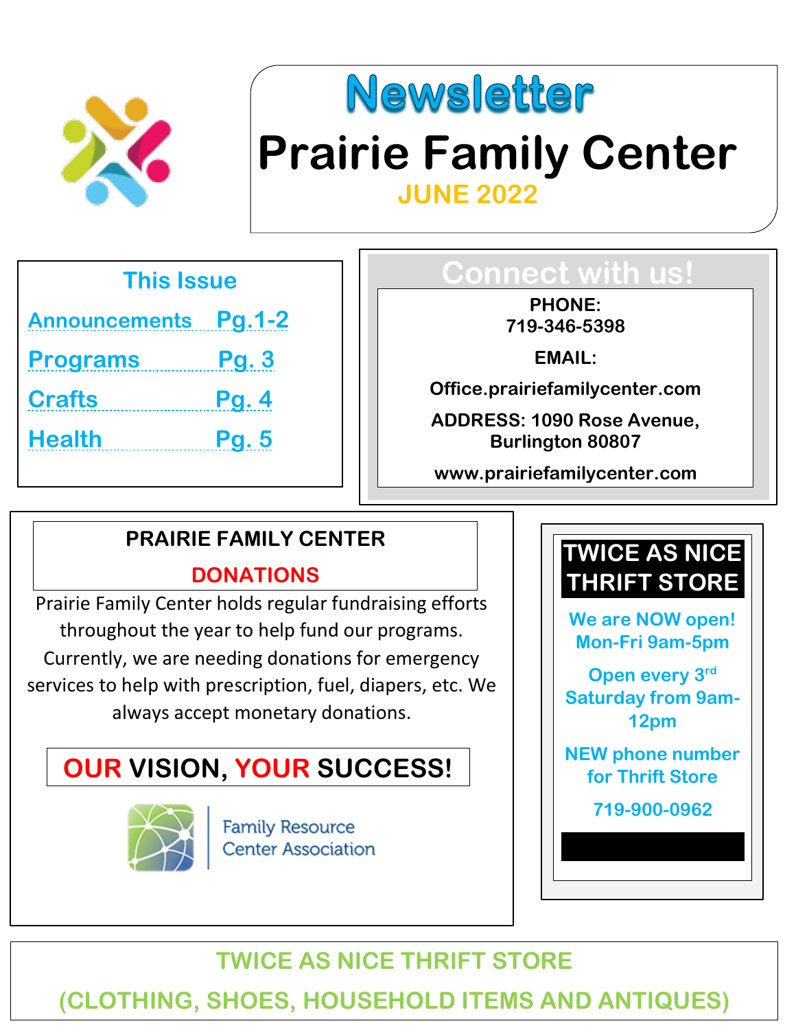# Newsletter

# Prairie Family Center

**JUNE 2022**

## This Issue

| | |
|---|---|
| Announcements | Pg.1-2 |
| Programs | Pg. 3 |
| Crafts | Pg. 4 |
| Health | Pg. 5 |

## Connect with us!

**PHONE:**
**719-346-5398**

**EMAIL:**

**Office.prairiefamilycenter.com**

**ADDRESS: 1090 Rose Avenue, Burlington 80807**

**www.prairiefamilycenter.com**

## PRAIRIE FAMILY CENTER

## DONATIONS

Prairie Family Center holds regular fundraising efforts throughout the year to help fund our programs. Currently, we are needing donations for emergency services to help with prescription, fuel, diapers, etc. We always accept monetary donations.

**OUR VISION, YOUR SUCCESS!**

Family Resource Center Association

## TWICE AS NICE THRIFT STORE

**We are NOW open!**
**Mon-Fri 9am-5pm**

**Open every 3rd Saturday from 9am-12pm**

**NEW phone number for Thrift Store**

**719-900-0962**

**TWICE AS NICE THRIFT STORE**

**(CLOTHING, SHOES, HOUSEHOLD ITEMS AND ANTIQUES)**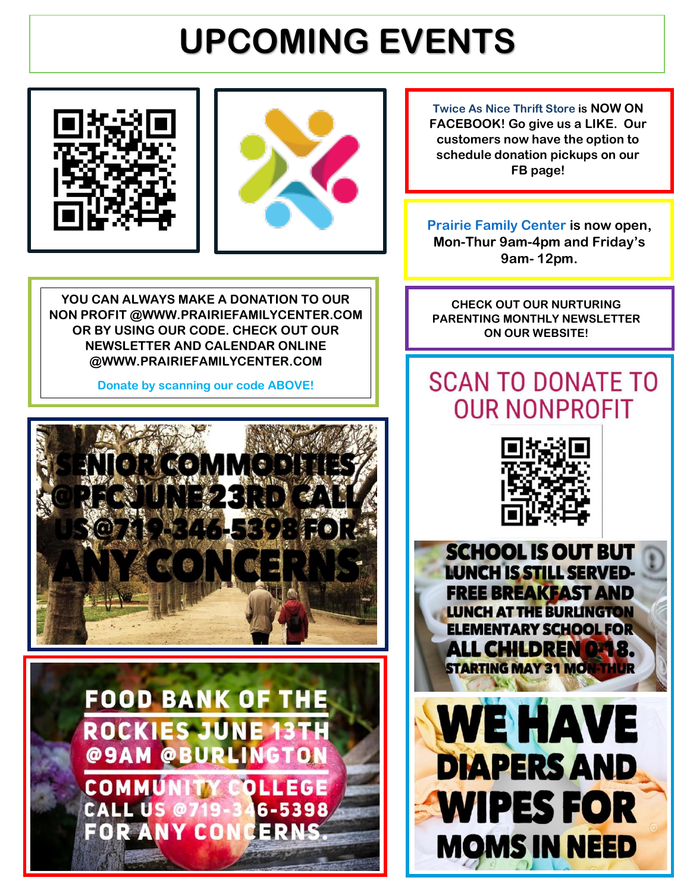# UPCOMING EVENTS

YOU CAN ALWAYS MAKE A DONATION TO OUR NON PROFIT @WWW.PRAIRIEFAMILYCENTER.COM OR BY USING OUR CODE. CHECK OUT OUR NEWSLETTER AND CALENDAR ONLINE @WWW.PRAIRIEFAMILYCENTER.COM

Donate by scanning our code ABOVE!

SENIOR COMMODITIES @PFC JUNE 23RD CALL US @719-346-5398 FOR ANY CONCERNS

FOOD BANK OF THE ROCKIES JUNE 13TH @9AM @BURLINGTON COMMUNITY COLLEGE CALL US @719-346-5398 FOR ANY CONCERNS.

Twice As Nice Thrift Store is NOW ON FACEBOOK! Go give us a LIKE. Our customers now have the option to schedule donation pickups on our FB page!

Prairie Family Center is now open, Mon-Thur 9am-4pm and Friday's 9am- 12pm.

CHECK OUT OUR NURTURING PARENTING MONTHLY NEWSLETTER ON OUR WEBSITE!

SCAN TO DONATE TO OUR NONPROFIT

SCHOOL IS OUT BUT LUNCH IS STILL SERVED- FREE BREAKFAST AND LUNCH AT THE BURLINGTON ELEMENTARY SCHOOL FOR ALL CHILDREN 0-18. STARTING MAY 31 MON-THUR

WE HAVE DIAPERS AND WIPES FOR MOMS IN NEED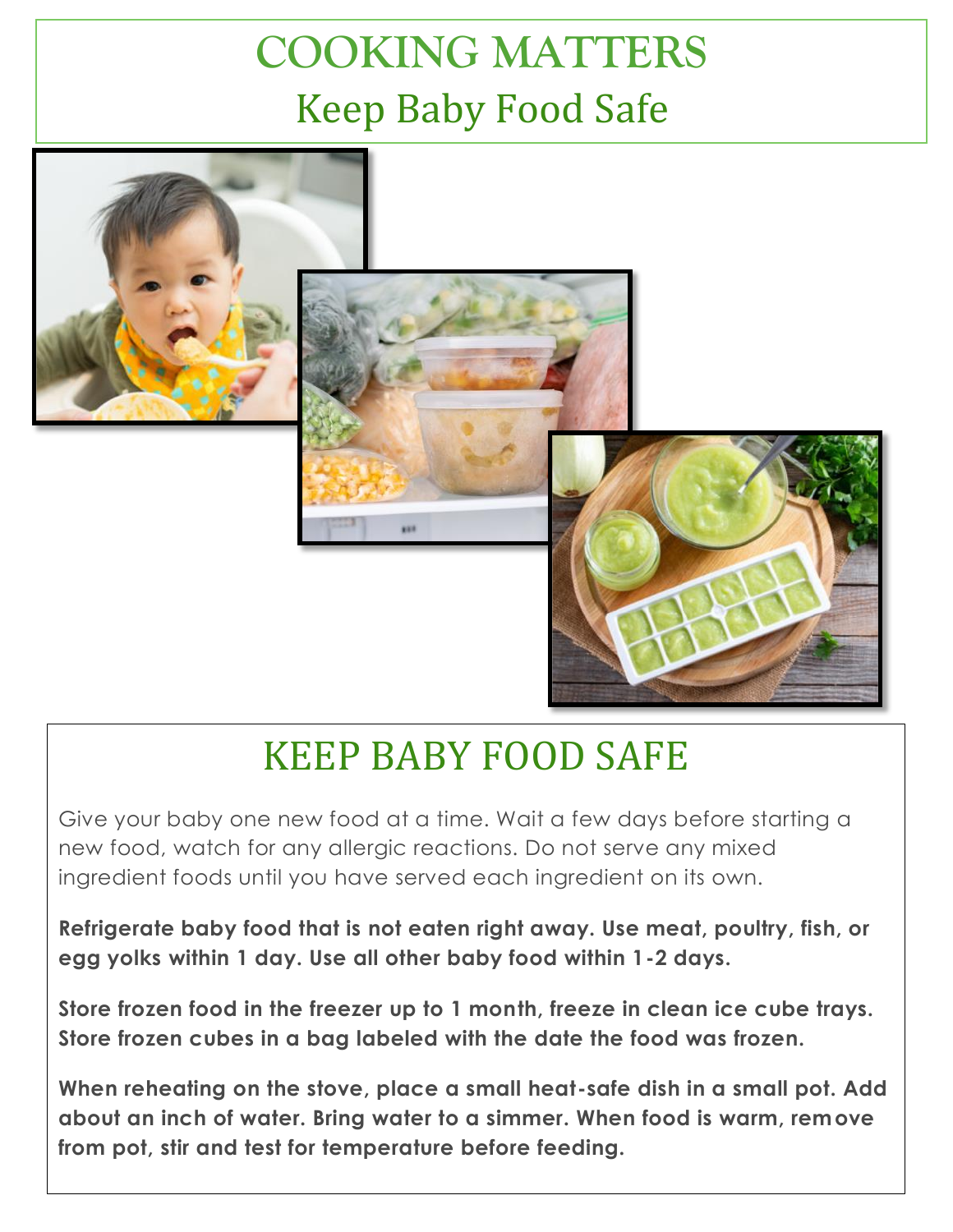# COOKING MATTERS

## Keep Baby Food Safe

## KEEP BABY FOOD SAFE

Give your baby one new food at a time. Wait a few days before starting a new food, watch for any allergic reactions. Do not serve any mixed ingredient foods until you have served each ingredient on its own.

**Refrigerate baby food that is not eaten right away. Use meat, poultry, fish, or egg yolks within 1 day. Use all other baby food within 1-2 days.**

**Store frozen food in the freezer up to 1 month, freeze in clean ice cube trays. Store frozen cubes in a bag labeled with the date the food was frozen.**

**When reheating on the stove, place a small heat-safe dish in a small pot. Add about an inch of water. Bring water to a simmer. When food is warm, remove from pot, stir and test for temperature before feeding.**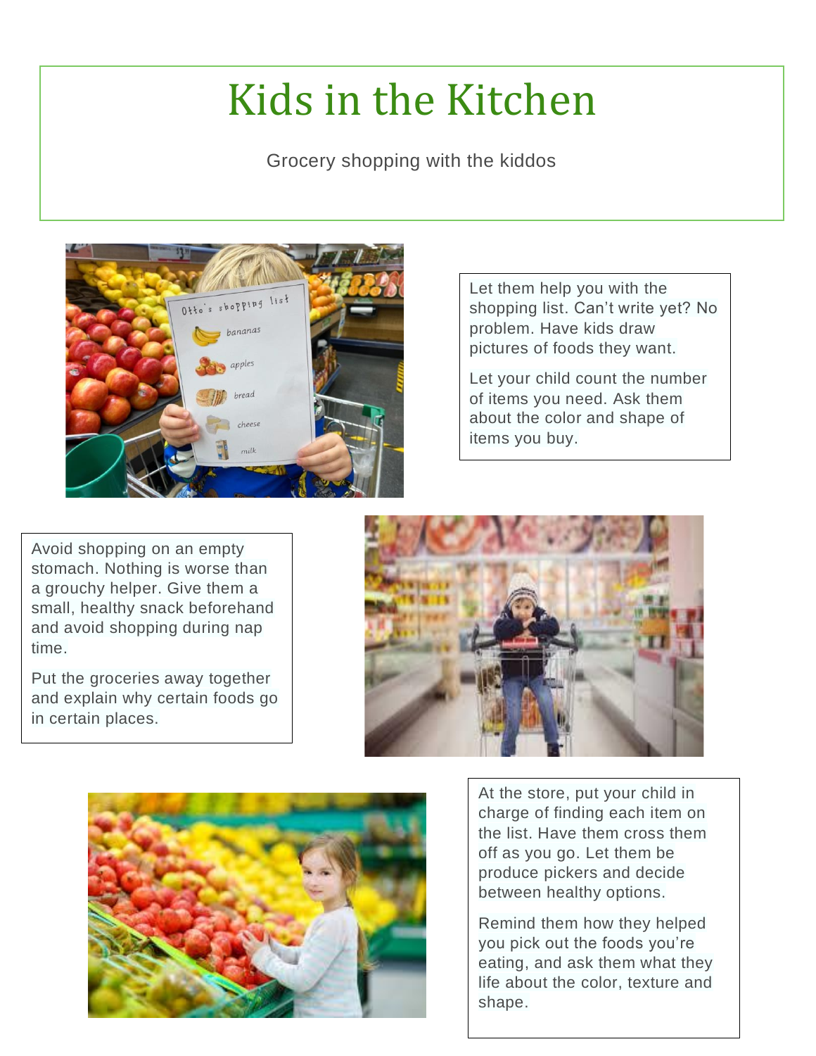# Kids in the Kitchen

Grocery shopping with the kiddos

Let them help you with the shopping list. Can't write yet? No problem. Have kids draw pictures of foods they want.

Let your child count the number of items you need. Ask them about the color and shape of items you buy.

Avoid shopping on an empty stomach. Nothing is worse than a grouchy helper. Give them a small, healthy snack beforehand and avoid shopping during nap time.

Put the groceries away together and explain why certain foods go in certain places.

At the store, put your child in charge of finding each item on the list. Have them cross them off as you go. Let them be produce pickers and decide between healthy options.

Remind them how they helped you pick out the foods you're eating, and ask them what they life about the color, texture and shape.